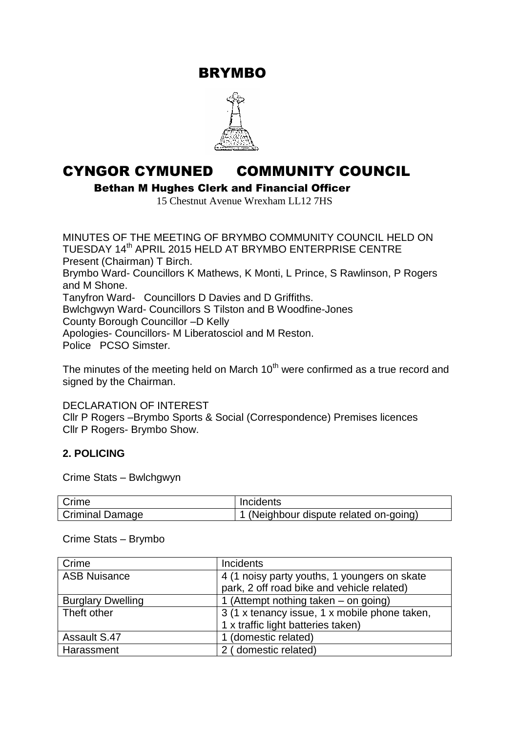# BRYMBO

# CYNGOR CYMUNED COMMUNITY COUNCIL

**Bethan M Hughes Clerk and Financial Officer**

15 Chestnut Avenue Wrexham LL12 7HS

MINUTES OF THE MEETING OF BRYMBO COMMUNITY COUNCIL HELD ON TUESDAY 14th APRIL 2015 HELD AT BRYMBO ENTERPRISE CENTRE

Present (Chairman) T Birch.

Brymbo Ward- Councillors K Mathews, K Monti, L Prince, S Rawlinson, P Rogers and M Shone.

Tanyfron Ward- Councillors D Davies and D Griffiths.

Bwlchgwyn Ward- Councillors S Tilston and B Woodfine-Jones

County Borough Councillor –D Kelly

Apologies- Councillors- M Liberatosciol and M Reston.

Police PCSO Simster.

The minutes of the meeting held on March 10th were confirmed as a true record and signed by the Chairman.

DECLARATION OF INTEREST

Cllr P Rogers –Brymbo Sports & Social (Correspondence) Premises licences

Cllr P Rogers- Brymbo Show.

## 2. POLICING

Crime Stats – Bwlchgwyn

| Crime | Incidents |
| --- | --- |
| Criminal Damage | 1 (Neighbour dispute related on-going) |

Crime Stats – Brymbo

| Crime | Incidents |
| --- | --- |
| ASB Nuisance | 4 (1 noisy party youths, 1 youngers on skate park, 2 off road bike and vehicle related) |
| Burglary Dwelling | 1 (Attempt nothing taken – on going) |
| Theft other | 3 (1 x tenancy issue, 1 x mobile phone taken, 1 x traffic light batteries taken) |
| Assault S.47 | 1 (domestic related) |
| Harassment | 2 ( domestic related) |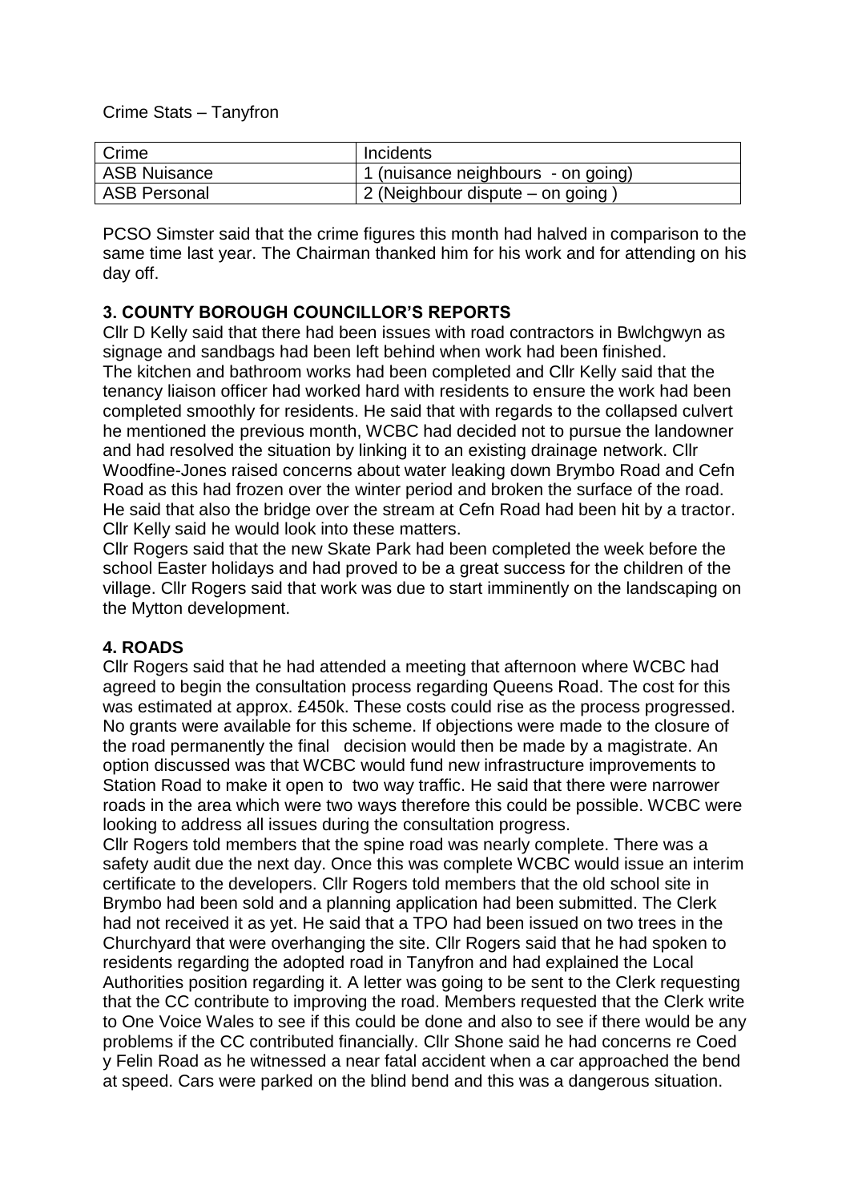Crime Stats – Tanyfron

| Crime | Incidents |
| --- | --- |
| ASB Nuisance | 1 (nuisance neighbours - on going) |
| ASB Personal | 2 (Neighbour dispute – on going ) |

PCSO Simster said that the crime figures this month had halved in comparison to the same time last year. The Chairman thanked him for his work and for attending on his day off.

**3. COUNTY BOROUGH COUNCILLOR'S REPORTS**

Cllr D Kelly said that there had been issues with road contractors in Bwlchgwyn as signage and sandbags had been left behind when work had been finished. The kitchen and bathroom works had been completed and Cllr Kelly said that the tenancy liaison officer had worked hard with residents to ensure the work had been completed smoothly for residents. He said that with regards to the collapsed culvert he mentioned the previous month, WCBC had decided not to pursue the landowner and had resolved the situation by linking it to an existing drainage network. Cllr Woodfine-Jones raised concerns about water leaking down Brymbo Road and Cefn Road as this had frozen over the winter period and broken the surface of the road. He said that also the bridge over the stream at Cefn Road had been hit by a tractor. Cllr Kelly said he would look into these matters.

Cllr Rogers said that the new Skate Park had been completed the week before the school Easter holidays and had proved to be a great success for the children of the village. Cllr Rogers said that work was due to start imminently on the landscaping on the Mytton development.

**4. ROADS**

Cllr Rogers said that he had attended a meeting that afternoon where WCBC had agreed to begin the consultation process regarding Queens Road. The cost for this was estimated at approx. £450k. These costs could rise as the process progressed. No grants were available for this scheme. If objections were made to the closure of the road permanently the final decision would then be made by a magistrate. An option discussed was that WCBC would fund new infrastructure improvements to Station Road to make it open to two way traffic. He said that there were narrower roads in the area which were two ways therefore this could be possible. WCBC were looking to address all issues during the consultation progress.

Cllr Rogers told members that the spine road was nearly complete. There was a safety audit due the next day. Once this was complete WCBC would issue an interim certificate to the developers. Cllr Rogers told members that the old school site in Brymbo had been sold and a planning application had been submitted. The Clerk had not received it as yet. He said that a TPO had been issued on two trees in the Churchyard that were overhanging the site. Cllr Rogers said that he had spoken to residents regarding the adopted road in Tanyfron and had explained the Local Authorities position regarding it. A letter was going to be sent to the Clerk requesting that the CC contribute to improving the road. Members requested that the Clerk write to One Voice Wales to see if this could be done and also to see if there would be any problems if the CC contributed financially. Cllr Shone said he had concerns re Coed y Felin Road as he witnessed a near fatal accident when a car approached the bend at speed. Cars were parked on the blind bend and this was a dangerous situation.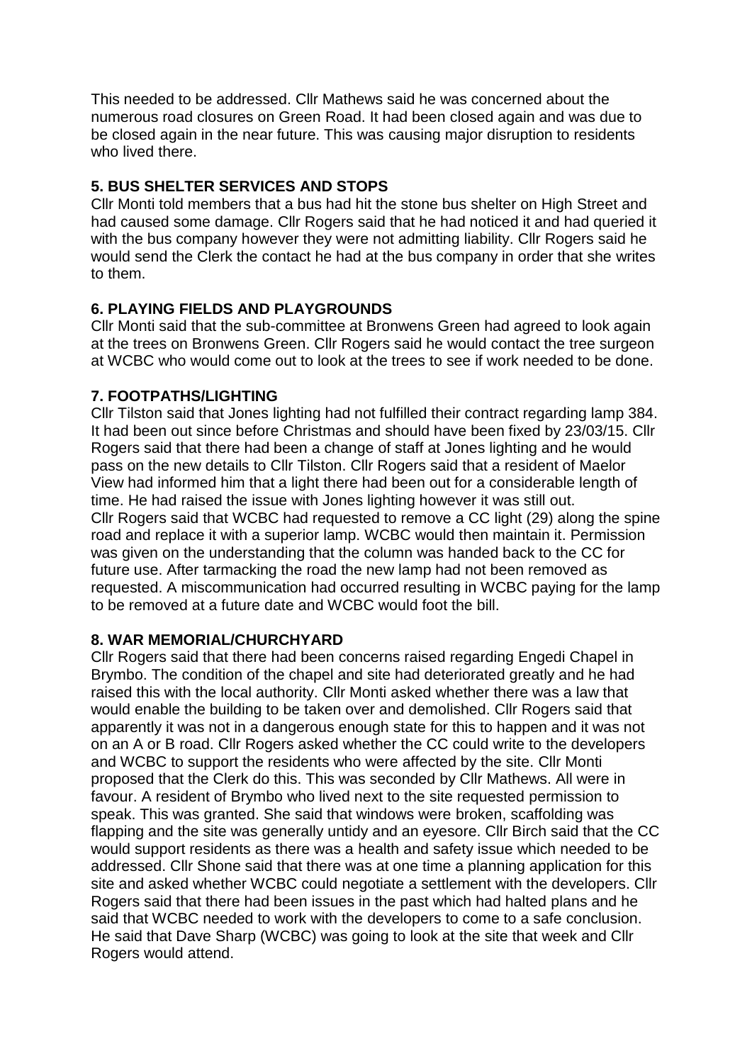This needed to be addressed. Cllr Mathews said he was concerned about the numerous road closures on Green Road. It had been closed again and was due to be closed again in the near future. This was causing major disruption to residents who lived there.

**5. BUS SHELTER SERVICES AND STOPS**

Cllr Monti told members that a bus had hit the stone bus shelter on High Street and had caused some damage. Cllr Rogers said that he had noticed it and had queried it with the bus company however they were not admitting liability. Cllr Rogers said he would send the Clerk the contact he had at the bus company in order that she writes to them.

**6. PLAYING FIELDS AND PLAYGROUNDS**

Cllr Monti said that the sub-committee at Bronwens Green had agreed to look again at the trees on Bronwens Green. Cllr Rogers said he would contact the tree surgeon at WCBC who would come out to look at the trees to see if work needed to be done.

**7. FOOTPATHS/LIGHTING**

Cllr Tilston said that Jones lighting had not fulfilled their contract regarding lamp 384. It had been out since before Christmas and should have been fixed by 23/03/15. Cllr Rogers said that there had been a change of staff at Jones lighting and he would pass on the new details to Cllr Tilston. Cllr Rogers said that a resident of Maelor View had informed him that a light there had been out for a considerable length of time. He had raised the issue with Jones lighting however it was still out.
Cllr Rogers said that WCBC had requested to remove a CC light (29) along the spine road and replace it with a superior lamp. WCBC would then maintain it. Permission was given on the understanding that the column was handed back to the CC for future use. After tarmacking the road the new lamp had not been removed as requested. A miscommunication had occurred resulting in WCBC paying for the lamp to be removed at a future date and WCBC would foot the bill.

**8. WAR MEMORIAL/CHURCHYARD**

Cllr Rogers said that there had been concerns raised regarding Engedi Chapel in Brymbo. The condition of the chapel and site had deteriorated greatly and he had raised this with the local authority. Cllr Monti asked whether there was a law that would enable the building to be taken over and demolished. Cllr Rogers said that apparently it was not in a dangerous enough state for this to happen and it was not on an A or B road. Cllr Rogers asked whether the CC could write to the developers and WCBC to support the residents who were affected by the site. Cllr Monti proposed that the Clerk do this. This was seconded by Cllr Mathews. All were in favour. A resident of Brymbo who lived next to the site requested permission to speak. This was granted. She said that windows were broken, scaffolding was flapping and the site was generally untidy and an eyesore. Cllr Birch said that the CC would support residents as there was a health and safety issue which needed to be addressed. Cllr Shone said that there was at one time a planning application for this site and asked whether WCBC could negotiate a settlement with the developers. Cllr Rogers said that there had been issues in the past which had halted plans and he said that WCBC needed to work with the developers to come to a safe conclusion. He said that Dave Sharp (WCBC) was going to look at the site that week and Cllr Rogers would attend.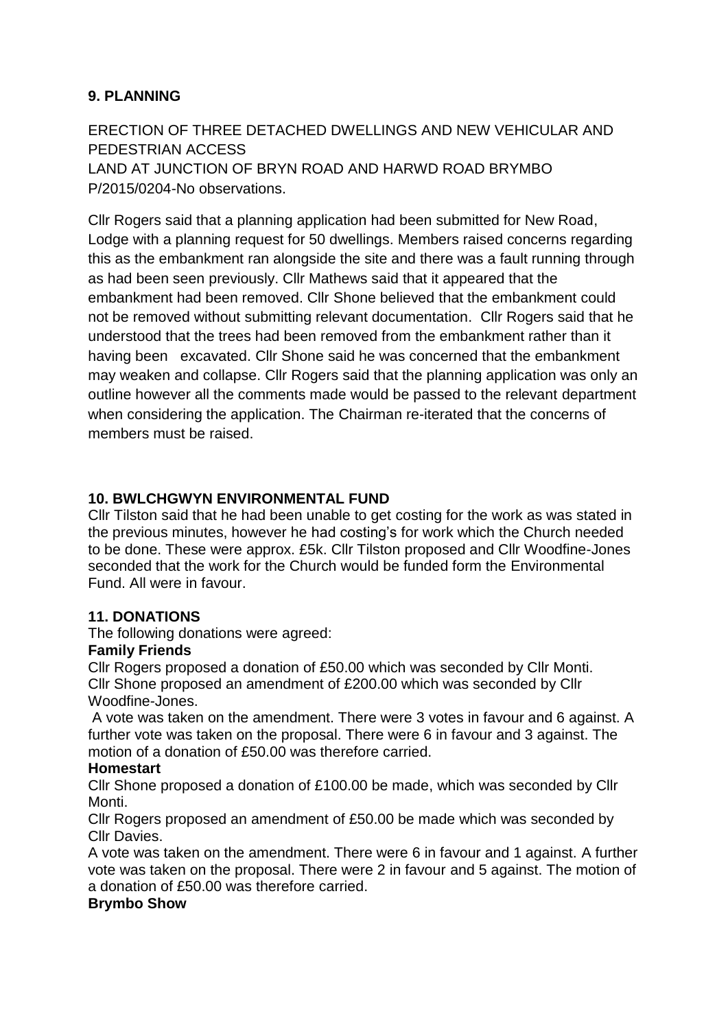## 9. PLANNING

ERECTION OF THREE DETACHED DWELLINGS AND NEW VEHICULAR AND PEDESTRIAN ACCESS
LAND AT JUNCTION OF BRYN ROAD AND HARWD ROAD BRYMBO
P/2015/0204-No observations.

Cllr Rogers said that a planning application had been submitted for New Road, Lodge with a planning request for 50 dwellings. Members raised concerns regarding this as the embankment ran alongside the site and there was a fault running through as had been seen previously. Cllr Mathews said that it appeared that the embankment had been removed. Cllr Shone believed that the embankment could not be removed without submitting relevant documentation. Cllr Rogers said that he understood that the trees had been removed from the embankment rather than it having been excavated. Cllr Shone said he was concerned that the embankment may weaken and collapse. Cllr Rogers said that the planning application was only an outline however all the comments made would be passed to the relevant department when considering the application. The Chairman re-iterated that the concerns of members must be raised.

## 10. BWLCHGWYN ENVIRONMENTAL FUND

Cllr Tilston said that he had been unable to get costing for the work as was stated in the previous minutes, however he had costing's for work which the Church needed to be done. These were approx. £5k. Cllr Tilston proposed and Cllr Woodfine-Jones seconded that the work for the Church would be funded form the Environmental Fund. All were in favour.

## 11. DONATIONS

The following donations were agreed:

**Family Friends**

Cllr Rogers proposed a donation of £50.00 which was seconded by Cllr Monti.
Cllr Shone proposed an amendment of £200.00 which was seconded by Cllr Woodfine-Jones.

A vote was taken on the amendment. There were 3 votes in favour and 6 against. A further vote was taken on the proposal. There were 6 in favour and 3 against. The motion of a donation of £50.00 was therefore carried.

**Homestart**

Cllr Shone proposed a donation of £100.00 be made, which was seconded by Cllr Monti.

Cllr Rogers proposed an amendment of £50.00 be made which was seconded by Cllr Davies.

A vote was taken on the amendment. There were 6 in favour and 1 against. A further vote was taken on the proposal. There were 2 in favour and 5 against. The motion of a donation of £50.00 was therefore carried.

**Brymbo Show**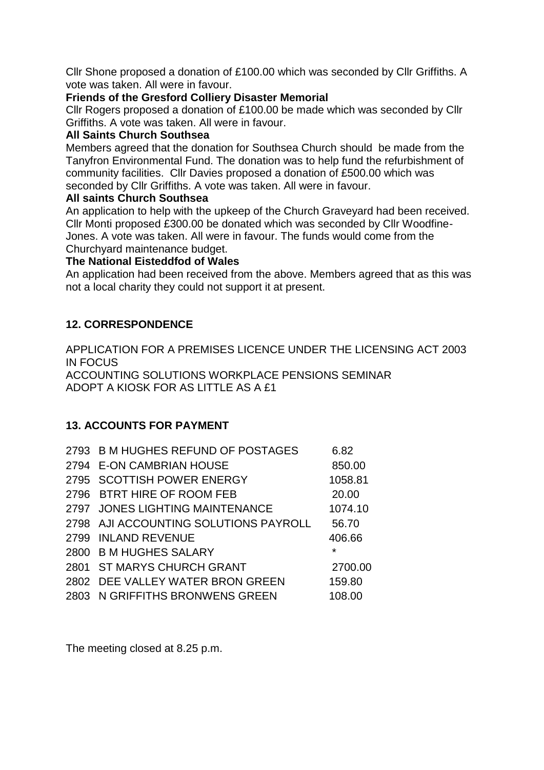Cllr Shone proposed a donation of £100.00 which was seconded by Cllr Griffiths. A vote was taken. All were in favour.

**Friends of the Gresford Colliery Disaster Memorial**

Cllr Rogers proposed a donation of £100.00 be made which was seconded by Cllr Griffiths. A vote was taken. All were in favour.

**All Saints Church Southsea**

Members agreed that the donation for Southsea Church should be made from the Tanyfron Environmental Fund. The donation was to help fund the refurbishment of community facilities. Cllr Davies proposed a donation of £500.00 which was seconded by Cllr Griffiths. A vote was taken. All were in favour.

**All saints Church Southsea**

An application to help with the upkeep of the Church Graveyard had been received. Cllr Monti proposed £300.00 be donated which was seconded by Cllr Woodfine-Jones. A vote was taken. All were in favour. The funds would come from the Churchyard maintenance budget.

**The National Eisteddfod of Wales**

An application had been received from the above. Members agreed that as this was not a local charity they could not support it at present.

## 12. CORRESPONDENCE

APPLICATION FOR A PREMISES LICENCE UNDER THE LICENSING ACT 2003
IN FOCUS
ACCOUNTING SOLUTIONS WORKPLACE PENSIONS SEMINAR
ADOPT A KIOSK FOR AS LITTLE AS A £1

## 13. ACCOUNTS FOR PAYMENT

| | | |
|---|---|---|
| 2793 | B M HUGHES REFUND OF POSTAGES | 6.82 |
| 2794 | E-ON CAMBRIAN HOUSE | 850.00 |
| 2795 | SCOTTISH POWER ENERGY | 1058.81 |
| 2796 | BTRT HIRE OF ROOM FEB | 20.00 |
| 2797 | JONES LIGHTING MAINTENANCE | 1074.10 |
| 2798 | AJI ACCOUNTING SOLUTIONS PAYROLL | 56.70 |
| 2799 | INLAND REVENUE | 406.66 |
| 2800 | B M HUGHES SALARY | * |
| 2801 | ST MARYS CHURCH GRANT | 2700.00 |
| 2802 | DEE VALLEY WATER BRON GREEN | 159.80 |
| 2803 | N GRIFFITHS BRONWENS GREEN | 108.00 |

The meeting closed at 8.25 p.m.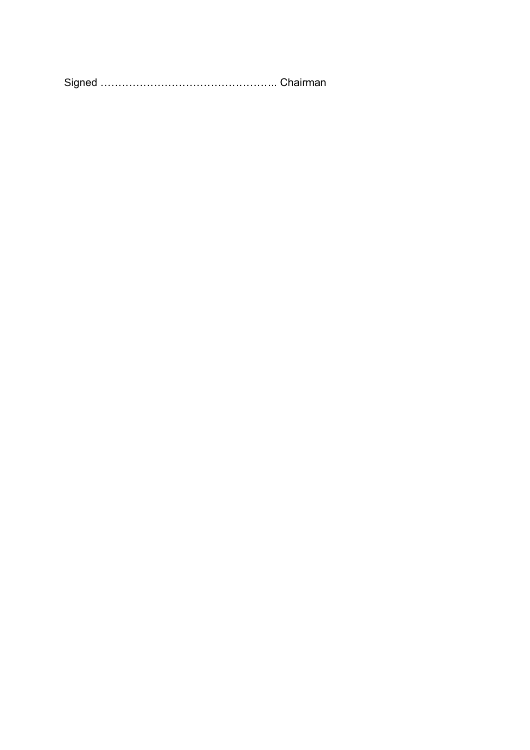Signed ………………………………………….. Chairman